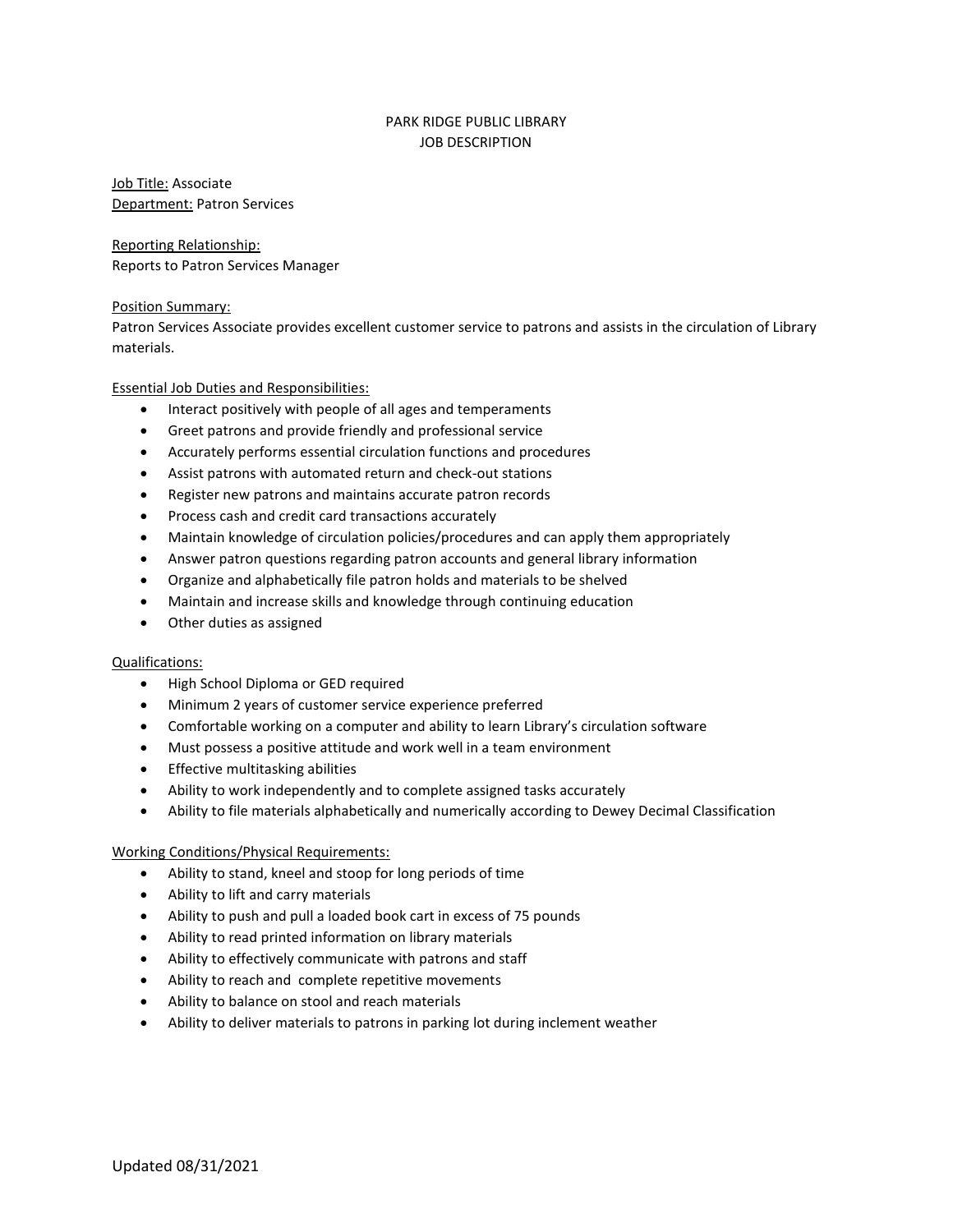# PARK RIDGE PUBLIC LIBRARY
## JOB DESCRIPTION

Job Title: Associate
Department: Patron Services

Reporting Relationship:
Reports to Patron Services Manager

Position Summary:
Patron Services Associate provides excellent customer service to patrons and assists in the circulation of Library materials.

Essential Job Duties and Responsibilities:

- Interact positively with people of all ages and temperaments
- Greet patrons and provide friendly and professional service
- Accurately performs essential circulation functions and procedures
- Assist patrons with automated return and check-out stations
- Register new patrons and maintains accurate patron records
- Process cash and credit card transactions accurately
- Maintain knowledge of circulation policies/procedures and can apply them appropriately
- Answer patron questions regarding patron accounts and general library information
- Organize and alphabetically file patron holds and materials to be shelved
- Maintain and increase skills and knowledge through continuing education
- Other duties as assigned

Qualifications:

- High School Diploma or GED required
- Minimum 2 years of customer service experience preferred
- Comfortable working on a computer and ability to learn Library's circulation software
- Must possess a positive attitude and work well in a team environment
- Effective multitasking abilities
- Ability to work independently and to complete assigned tasks accurately
- Ability to file materials alphabetically and numerically according to Dewey Decimal Classification

Working Conditions/Physical Requirements:

- Ability to stand, kneel and stoop for long periods of time
- Ability to lift and carry materials
- Ability to push and pull a loaded book cart in excess of 75 pounds
- Ability to read printed information on library materials
- Ability to effectively communicate with patrons and staff
- Ability to reach and complete repetitive movements
- Ability to balance on stool and reach materials
- Ability to deliver materials to patrons in parking lot during inclement weather

Updated 08/31/2021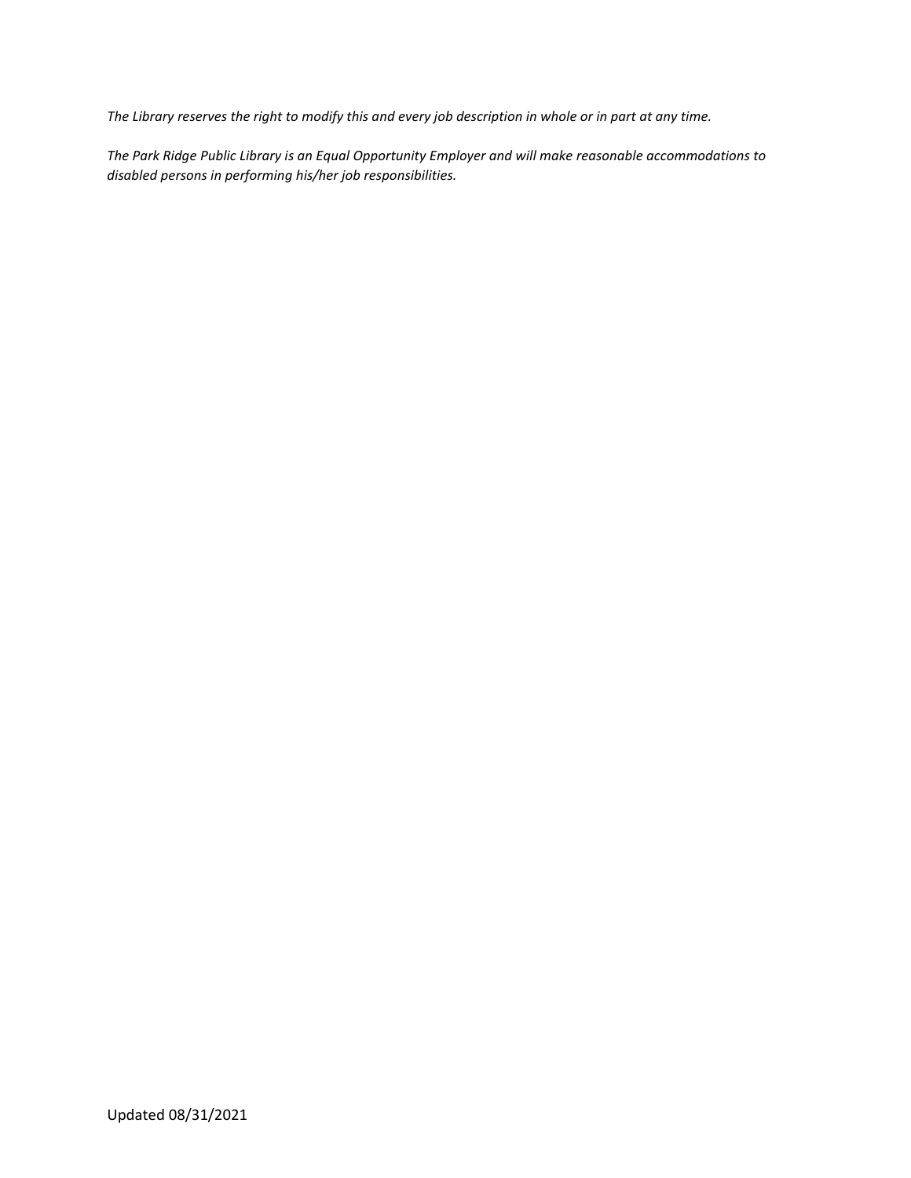*The Library reserves the right to modify this and every job description in whole or in part at any time.*

*The Park Ridge Public Library is an Equal Opportunity Employer and will make reasonable accommodations to disabled persons in performing his/her job responsibilities.*

Updated 08/31/2021